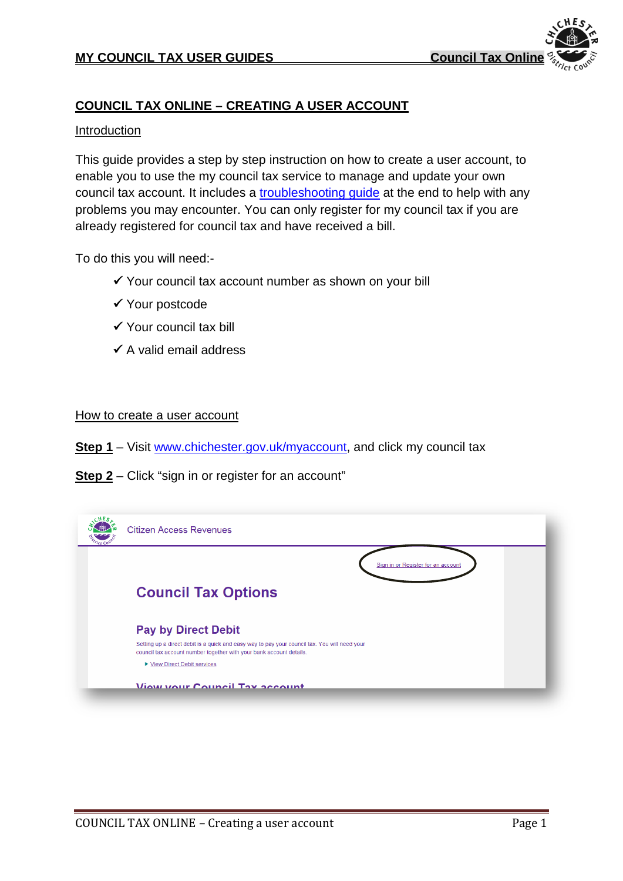## COUNCIL TAX ONLINE – CREATING A USER ACCOUNT

### Introduction

This guide provides a step by step instruction on how to create a user account, to enable you to use the my council tax service to manage and update your own council tax account. It includes a troubleshooting guide at the end to help with any problems you may encounter. You can only register for my council tax if you are already registered for council tax and have received a bill.

To do this you will need:-

- ✓ Your council tax account number as shown on your bill
- ✓ Your postcode
- ✓ Your council tax bill
- ✓ A valid email address

### How to create a user account

**Step 1** – Visit www.chichester.gov.uk/myaccount, and click my council tax

**Step 2** – Click "sign in or register for an account"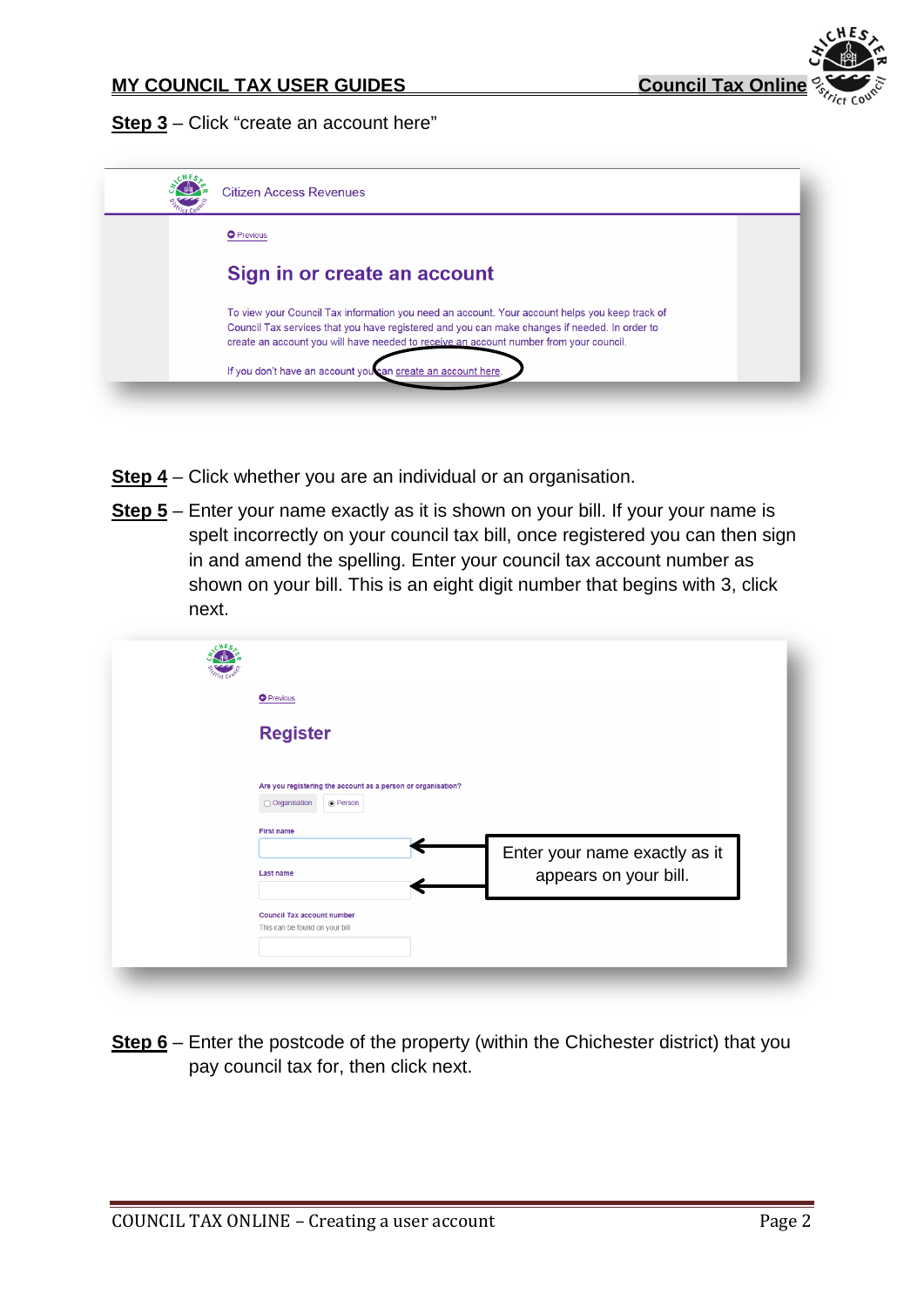**Step 3** – Click “create an account here”

Citizen Access Revenues

Previous

Sign in or create an account

To view your Council Tax information you need an account. Your account helps you keep track of Council Tax services that you have registered and you can make changes if needed. In order to create an account you will have needed to receive an account number from your council.

If you don't have an account you can create an account here.

**Step 4** – Click whether you are an individual or an organisation.

**Step 5** – Enter your name exactly as it is shown on your bill. If your your name is spelt incorrectly on your council tax bill, once registered you can then sign in and amend the spelling. Enter your council tax account number as shown on your bill. This is an eight digit number that begins with 3, click next.

Previous

Register

Are you registering the account as a person or organisation?

Organisation Person

First name

Last name

Enter your name exactly as it appears on your bill.

Council Tax account number

This can be found on your bill

**Step 6** – Enter the postcode of the property (within the Chichester district) that you pay council tax for, then click next.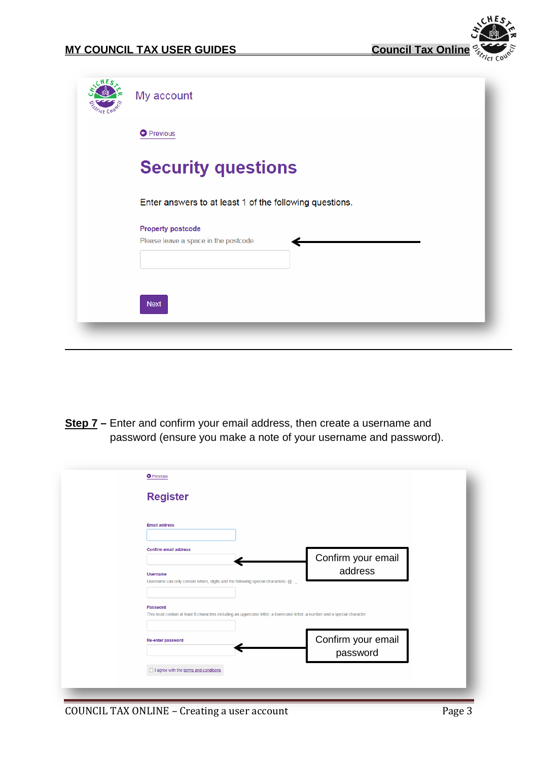My account

Previous

# Security questions

Enter answers to at least 1 of the following questions.

**Property postcode**

Please leave a space in the postcode

Next

---

**Step 7** – Enter and confirm your email address, then create a username and password (ensure you make a note of your username and password).

Previous

## Register

Email address

Confirm email address

Confirm your email address

Username

Username can only contain letters, digits and the following special characters: @ . _

Password

This must contain at least 8 characters including an uppercase letter, a lowercase letter, a number and a special character

Re-enter password

Confirm your email password

☐ I agree with the terms and conditions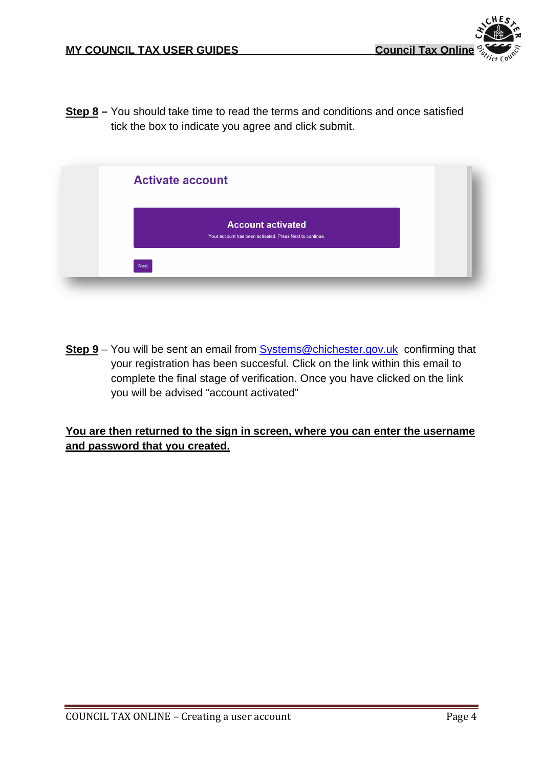**Step 8 –** You should take time to read the terms and conditions and once satisfied tick the box to indicate you agree and click submit.

Activate account

Account activated

Your account has been activated. Press Next to continue.

Next

**Step 9** – You will be sent an email from Systems@chichester.gov.uk confirming that your registration has been succesful. Click on the link within this email to complete the final stage of verification. Once you have clicked on the link you will be advised "account activated"

**You are then returned to the sign in screen, where you can enter the username and password that you created.**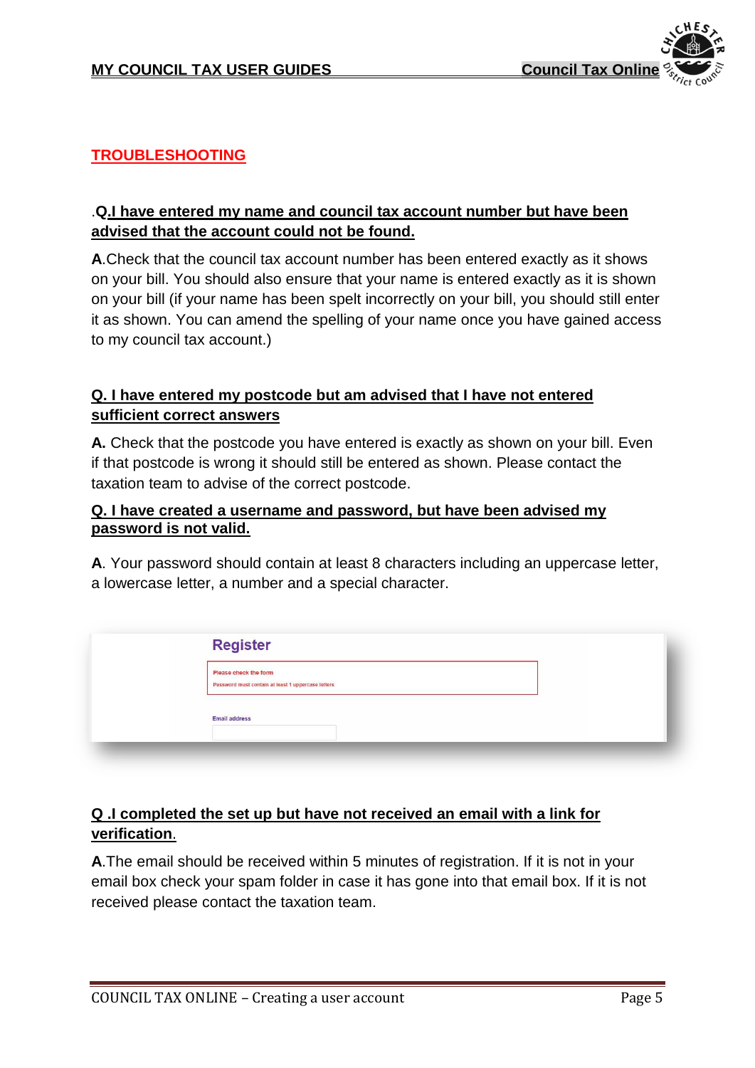## TROUBLESHOOTING

**.Q.I have entered my name and council tax account number but have been advised that the account could not be found.**

**A**.Check that the council tax account number has been entered exactly as it shows on your bill. You should also ensure that your name is entered exactly as it is shown on your bill (if your name has been spelt incorrectly on your bill, you should still enter it as shown. You can amend the spelling of your name once you have gained access to my council tax account.)

**Q. I have entered my postcode but am advised that I have not entered sufficient correct answers**

**A.** Check that the postcode you have entered is exactly as shown on your bill. Even if that postcode is wrong it should still be entered as shown. Please contact the taxation team to advise of the correct postcode.

**Q. I have created a username and password, but have been advised my password is not valid.**

**A**. Your password should contain at least 8 characters including an uppercase letter, a lowercase letter, a number and a special character.

Register

Please check the form

Password must contain at least 1 uppercase letters

Email address

**Q .I completed the set up but have not received an email with a link for verification.**

**A**.The email should be received within 5 minutes of registration. If it is not in your email box check your spam folder in case it has gone into that email box. If it is not received please contact the taxation team.